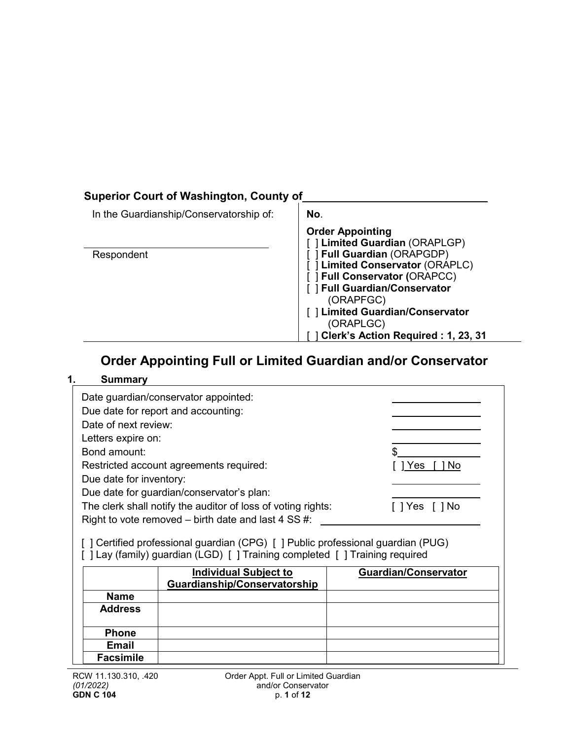**Superior Court of Washington, County of** ______________________________

| In the Guardianship/Conservatorship of: | **No**. |
|---|---|
| ______________________________ Respondent | **Order Appointing**<br>[ ] **Limited Guardian** (ORAPLGP)<br>[ ] **Full Guardian** (ORAPGDP)<br>[ ] **Limited Conservator** (ORAPLC)<br>[ ] **Full Conservator (**ORAPCC)<br>[ ] **Full Guardian/Conservator** (ORAPFGC)<br>[ ] **Limited Guardian/Conservator** (ORAPLGC)<br>[ ] **Clerk's Action Required : 1, 23, 31** |

# Order Appointing Full or Limited Guardian and/or Conservator

## 1. Summary

Date guardian/conservator appointed: ________________

Due date for report and accounting: ________________

Date of next review: ________________

Letters expire on: ________________

Bond amount: $________________

Restricted account agreements required: [ ] Yes [ ] No

Due date for inventory: ________________

Due date for guardian/conservator's plan: ________________

The clerk shall notify the auditor of loss of voting rights: [ ] Yes [ ] No

Right to vote removed – birth date and last 4 SS #: ________________

[ ] Certified professional guardian (CPG) [ ] Public professional guardian (PUG)
[ ] Lay (family) guardian (LGD) [ ] Training completed [ ] Training required

| | Individual Subject to Guardianship/Conservatorship | Guardian/Conservator |
|---|---|---|
| **Name** | | |
| **Address** | | |
| **Phone** | | |
| **Email** | | |
| **Facsimile** | | |

RCW 11.130.310, .420
*(01/2022)*
**GDN C 104**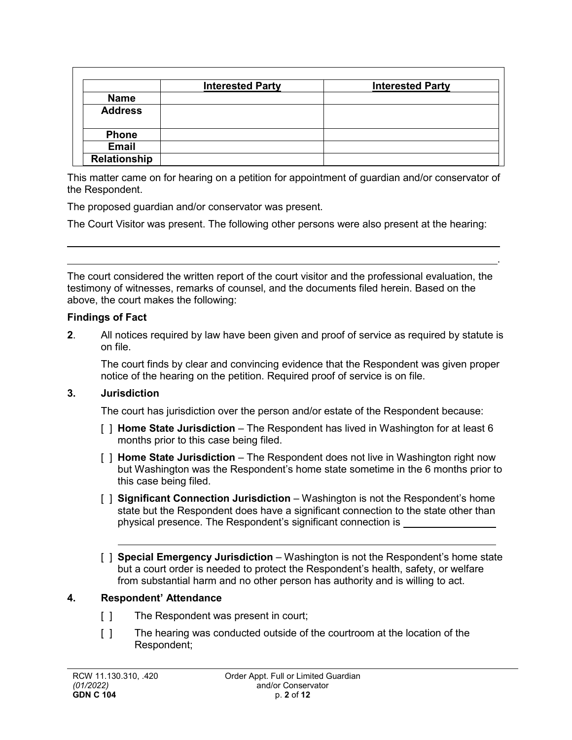| | Interested Party | Interested Party |
|---|---|---|
| **Name** | | |
| **Address** | | |
| **Phone** | | |
| **Email** | | |
| **Relationship** | | |

This matter came on for hearing on a petition for appointment of guardian and/or conservator of the Respondent.

The proposed guardian and/or conservator was present.

The Court Visitor was present. The following other persons were also present at the hearing:

______________________________________________________________________________

______________________________________________________________________________.

The court considered the written report of the court visitor and the professional evaluation, the testimony of witnesses, remarks of counsel, and the documents filed herein. Based on the above, the court makes the following:

**Findings of Fact**

**2**. All notices required by law have been given and proof of service as required by statute is on file.

The court finds by clear and convincing evidence that the Respondent was given proper notice of the hearing on the petition. Required proof of service is on file.

**3. Jurisdiction**

The court has jurisdiction over the person and/or estate of the Respondent because:

[ ] **Home State Jurisdiction** – The Respondent has lived in Washington for at least 6 months prior to this case being filed.

[ ] **Home State Jurisdiction** – The Respondent does not live in Washington right now but Washington was the Respondent's home state sometime in the 6 months prior to this case being filed.

[ ] **Significant Connection Jurisdiction** – Washington is not the Respondent's home state but the Respondent does have a significant connection to the state other than physical presence. The Respondent's significant connection is ________________

______________________________________________________________________

[ ] **Special Emergency Jurisdiction** – Washington is not the Respondent's home state but a court order is needed to protect the Respondent's health, safety, or welfare from substantial harm and no other person has authority and is willing to act.

**4. Respondent' Attendance**

[ ] The Respondent was present in court;

[ ] The hearing was conducted outside of the courtroom at the location of the Respondent;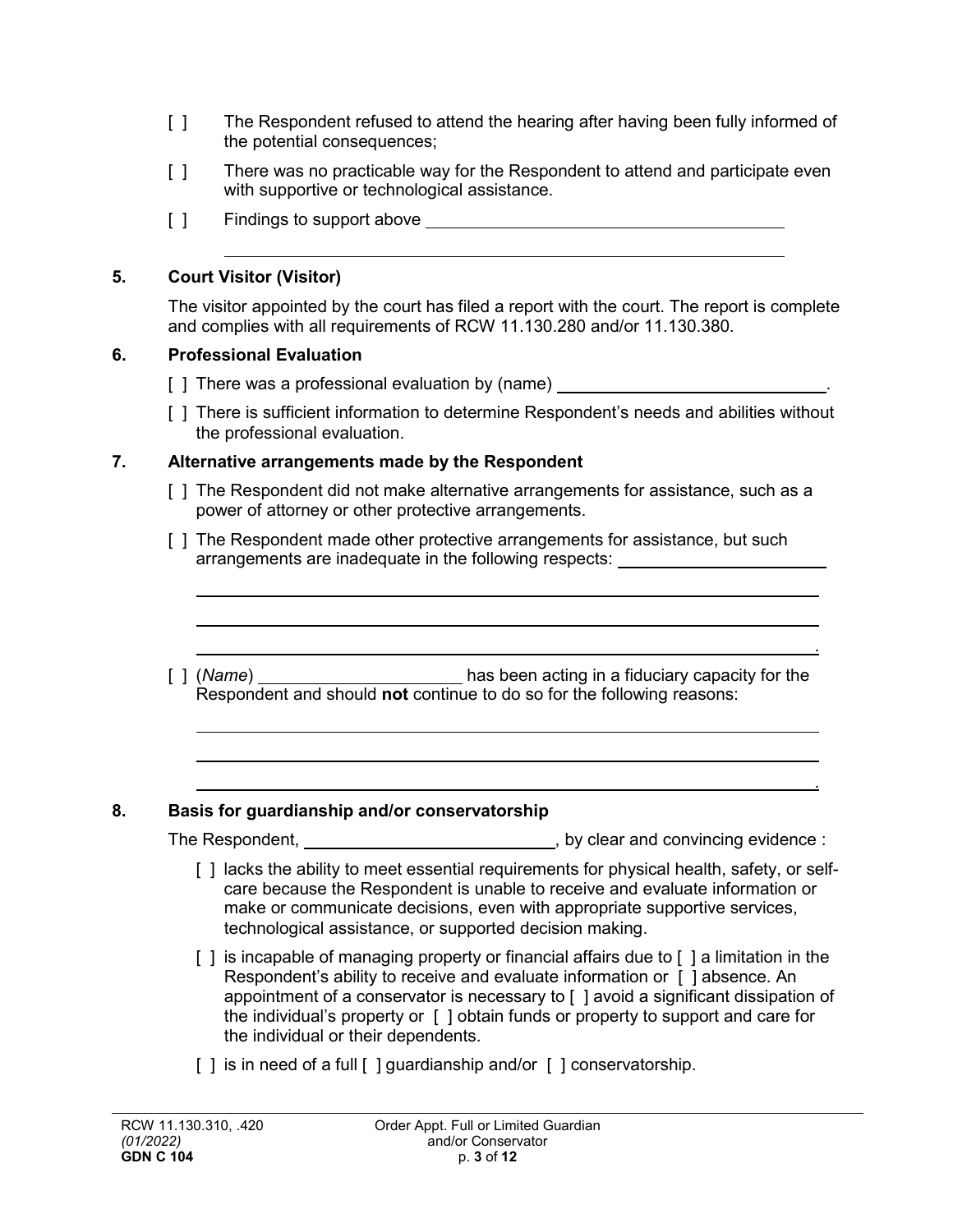[ ] The Respondent refused to attend the hearing after having been fully informed of the potential consequences;

[ ] There was no practicable way for the Respondent to attend and participate even with supportive or technological assistance.

[ ] Findings to support above \_\_\_\_\_\_\_\_\_\_\_\_\_\_\_\_\_\_\_\_\_\_\_\_\_\_\_\_\_\_\_\_\_\_\_\_\_\_

\_\_\_\_\_\_\_\_\_\_\_\_\_\_\_\_\_\_\_\_\_\_\_\_\_\_\_\_\_\_\_\_\_\_\_\_\_\_\_\_\_\_\_\_\_\_\_\_\_\_\_\_\_\_\_\_\_\_\_\_

**5. Court Visitor (Visitor)**

The visitor appointed by the court has filed a report with the court. The report is complete and complies with all requirements of RCW 11.130.280 and/or 11.130.380.

**6. Professional Evaluation**

[ ] There was a professional evaluation by (name) \_\_\_\_\_\_\_\_\_\_\_\_\_\_\_\_\_\_\_\_\_\_\_\_\_\_\_\_\_\_.

[ ] There is sufficient information to determine Respondent's needs and abilities without the professional evaluation.

**7. Alternative arrangements made by the Respondent**

[ ] The Respondent did not make alternative arrangements for assistance, such as a power of attorney or other protective arrangements.

[ ] The Respondent made other protective arrangements for assistance, but such arrangements are inadequate in the following respects: \_\_\_\_\_\_\_\_\_\_\_\_\_\_\_\_\_\_\_\_\_\_\_

\_\_\_\_\_\_\_\_\_\_\_\_\_\_\_\_\_\_\_\_\_\_\_\_\_\_\_\_\_\_\_\_\_\_\_\_\_\_\_\_\_\_\_\_\_\_\_\_\_\_\_\_\_\_\_\_\_\_\_\_

\_\_\_\_\_\_\_\_\_\_\_\_\_\_\_\_\_\_\_\_\_\_\_\_\_\_\_\_\_\_\_\_\_\_\_\_\_\_\_\_\_\_\_\_\_\_\_\_\_\_\_\_\_\_\_\_\_\_\_\_

\_\_\_\_\_\_\_\_\_\_\_\_\_\_\_\_\_\_\_\_\_\_\_\_\_\_\_\_\_\_\_\_\_\_\_\_\_\_\_\_\_\_\_\_\_\_\_\_\_\_\_\_\_\_\_\_\_\_\_\_.

[ ] (*Name*) \_\_\_\_\_\_\_\_\_\_\_\_\_\_\_\_\_\_\_\_\_\_ has been acting in a fiduciary capacity for the Respondent and should **not** continue to do so for the following reasons:

\_\_\_\_\_\_\_\_\_\_\_\_\_\_\_\_\_\_\_\_\_\_\_\_\_\_\_\_\_\_\_\_\_\_\_\_\_\_\_\_\_\_\_\_\_\_\_\_\_\_\_\_\_\_\_\_\_\_\_\_

\_\_\_\_\_\_\_\_\_\_\_\_\_\_\_\_\_\_\_\_\_\_\_\_\_\_\_\_\_\_\_\_\_\_\_\_\_\_\_\_\_\_\_\_\_\_\_\_\_\_\_\_\_\_\_\_\_\_\_\_

\_\_\_\_\_\_\_\_\_\_\_\_\_\_\_\_\_\_\_\_\_\_\_\_\_\_\_\_\_\_\_\_\_\_\_\_\_\_\_\_\_\_\_\_\_\_\_\_\_\_\_\_\_\_\_\_\_\_\_\_.

**8. Basis for guardianship and/or conservatorship**

The Respondent, \_\_\_\_\_\_\_\_\_\_\_\_\_\_\_\_\_\_\_\_\_\_\_\_\_\_\_\_, by clear and convincing evidence :

[ ] lacks the ability to meet essential requirements for physical health, safety, or self-care because the Respondent is unable to receive and evaluate information or make or communicate decisions, even with appropriate supportive services, technological assistance, or supported decision making.

[ ] is incapable of managing property or financial affairs due to [ ] a limitation in the Respondent's ability to receive and evaluate information or [ ] absence. An appointment of a conservator is necessary to [ ] avoid a significant dissipation of the individual's property or [ ] obtain funds or property to support and care for the individual or their dependents.

[ ] is in need of a full [ ] guardianship and/or [ ] conservatorship.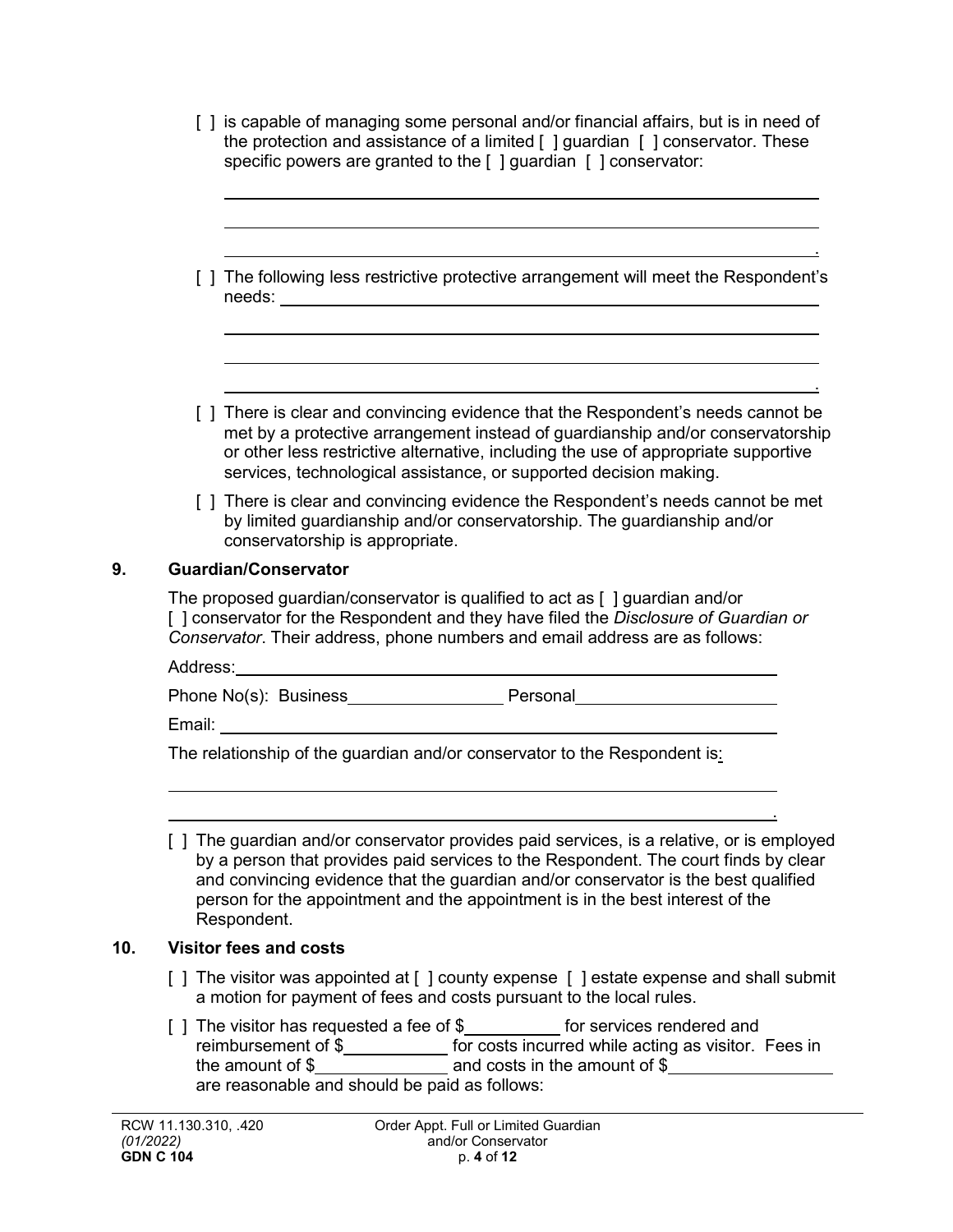[ ] is capable of managing some personal and/or financial affairs, but is in need of the protection and assistance of a limited [ ] guardian [ ] conservator. These specific powers are granted to the [ ] guardian [ ] conservator:

______________________________________________________________

______________________________________________________________

______________________________________________________________.

[ ] The following less restrictive protective arrangement will meet the Respondent's needs: ______________________________________________________________

______________________________________________________________

______________________________________________________________

______________________________________________________________.

[ ] There is clear and convincing evidence that the Respondent's needs cannot be met by a protective arrangement instead of guardianship and/or conservatorship or other less restrictive alternative, including the use of appropriate supportive services, technological assistance, or supported decision making.

[ ] There is clear and convincing evidence the Respondent's needs cannot be met by limited guardianship and/or conservatorship. The guardianship and/or conservatorship is appropriate.

## 9. Guardian/Conservator

The proposed guardian/conservator is qualified to act as [ ] guardian and/or [ ] conservator for the Respondent and they have filed the *Disclosure of Guardian or Conservator*. Their address, phone numbers and email address are as follows:

Address: ______________________________________________________________

Phone No(s): Business ________________ Personal ____________________

Email: ______________________________________________________________

The relationship of the guardian and/or conservator to the Respondent is:

______________________________________________________________

______________________________________________________________.

[ ] The guardian and/or conservator provides paid services, is a relative, or is employed by a person that provides paid services to the Respondent. The court finds by clear and convincing evidence that the guardian and/or conservator is the best qualified person for the appointment and the appointment is in the best interest of the Respondent.

## 10. Visitor fees and costs

[ ] The visitor was appointed at [ ] county expense [ ] estate expense and shall submit a motion for payment of fees and costs pursuant to the local rules.

[ ] The visitor has requested a fee of $__________ for services rendered and reimbursement of $___________ for costs incurred while acting as visitor. Fees in the amount of $______________ and costs in the amount of $_________________ are reasonable and should be paid as follows:

RCW 11.130.310, .420
*(01/2022)*
**GDN C 104**

Order Appt. Full or Limited Guardian and/or Conservator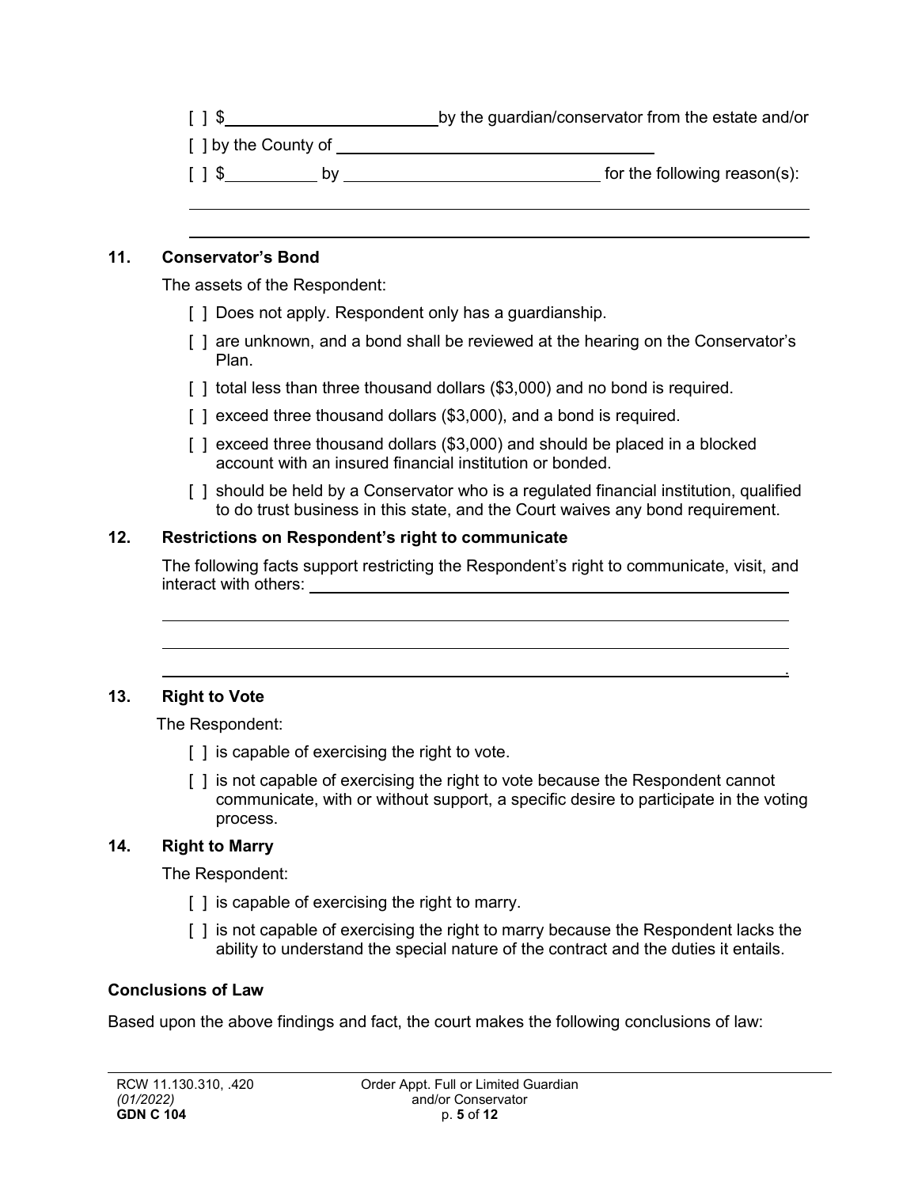[ ] $________________________ by the guardian/conservator from the estate and/or

[ ] by the County of ________________________________

[ ] $__________ by ____________________________ for the following reason(s):

______________________________________________________________________________

______________________________________________________________________________

**11. Conservator's Bond**

The assets of the Respondent:

- [ ] Does not apply. Respondent only has a guardianship.
- [ ] are unknown, and a bond shall be reviewed at the hearing on the Conservator's Plan.
- [ ] total less than three thousand dollars ($3,000) and no bond is required.
- [ ] exceed three thousand dollars ($3,000), and a bond is required.
- [ ] exceed three thousand dollars ($3,000) and should be placed in a blocked account with an insured financial institution or bonded.
- [ ] should be held by a Conservator who is a regulated financial institution, qualified to do trust business in this state, and the Court waives any bond requirement.

**12. Restrictions on Respondent's right to communicate**

The following facts support restricting the Respondent's right to communicate, visit, and interact with others: ____________________________________________________________

______________________________________________________________________________

______________________________________________________________________________

______________________________________________________________________________.

**13. Right to Vote**

The Respondent:

- [ ] is capable of exercising the right to vote.
- [ ] is not capable of exercising the right to vote because the Respondent cannot communicate, with or without support, a specific desire to participate in the voting process.

**14. Right to Marry**

The Respondent:

- [ ] is capable of exercising the right to marry.
- [ ] is not capable of exercising the right to marry because the Respondent lacks the ability to understand the special nature of the contract and the duties it entails.

**Conclusions of Law**

Based upon the above findings and fact, the court makes the following conclusions of law: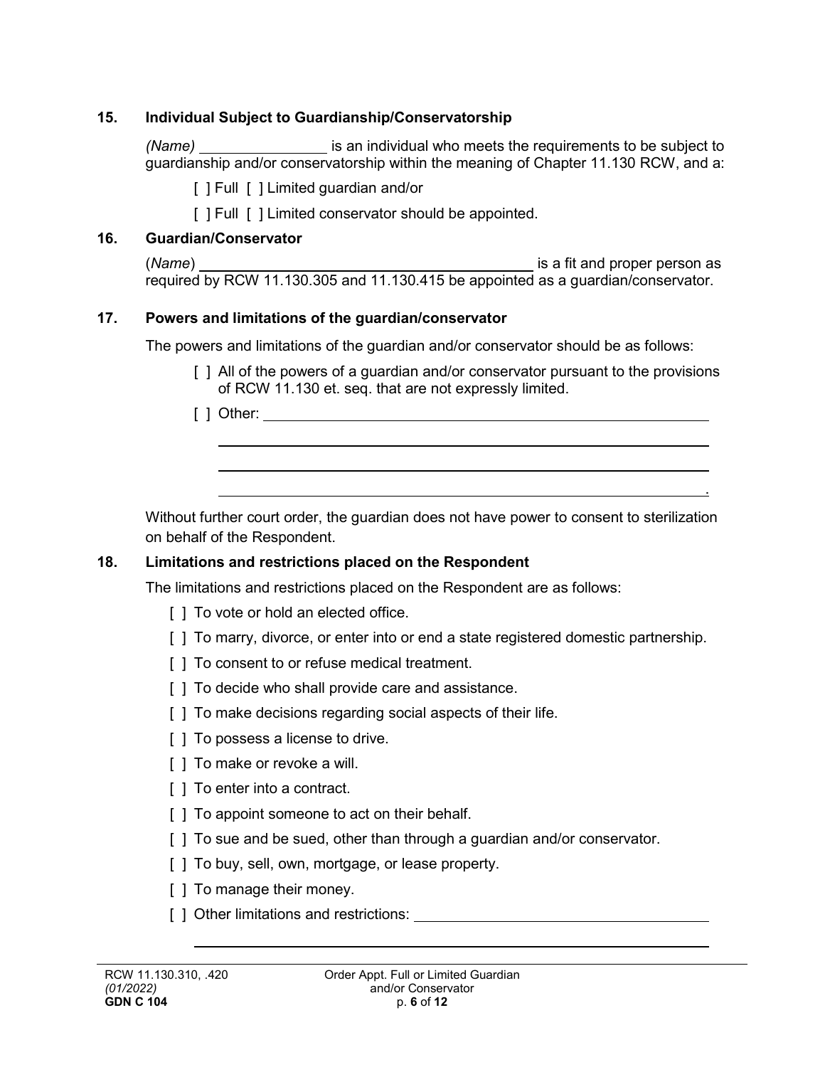## 15. Individual Subject to Guardianship/Conservatorship

*(Name)* \_\_\_\_\_\_\_\_\_\_\_\_\_\_\_\_ is an individual who meets the requirements to be subject to guardianship and/or conservatorship within the meaning of Chapter 11.130 RCW, and a:

[ ] Full [ ] Limited guardian and/or

[ ] Full [ ] Limited conservator should be appointed.

## 16. Guardian/Conservator

(*Name*) \_\_\_\_\_\_\_\_\_\_\_\_\_\_\_\_\_\_\_\_\_\_\_\_\_\_\_\_\_\_\_\_\_\_\_\_\_\_\_\_\_\_ is a fit and proper person as required by RCW 11.130.305 and 11.130.415 be appointed as a guardian/conservator.

## 17. Powers and limitations of the guardian/conservator

The powers and limitations of the guardian and/or conservator should be as follows:

[ ] All of the powers of a guardian and/or conservator pursuant to the provisions of RCW 11.130 et. seq. that are not expressly limited.

[ ] Other: \_\_\_\_\_\_\_\_\_\_\_\_\_\_\_\_\_\_\_\_\_\_\_\_\_\_\_\_\_\_\_\_\_\_\_\_\_\_\_\_\_\_\_\_\_\_\_\_\_\_\_\_\_\_\_\_
\_\_\_\_\_\_\_\_\_\_\_\_\_\_\_\_\_\_\_\_\_\_\_\_\_\_\_\_\_\_\_\_\_\_\_\_\_\_\_\_\_\_\_\_\_\_\_\_\_\_\_\_\_\_\_\_\_\_\_\_
\_\_\_\_\_\_\_\_\_\_\_\_\_\_\_\_\_\_\_\_\_\_\_\_\_\_\_\_\_\_\_\_\_\_\_\_\_\_\_\_\_\_\_\_\_\_\_\_\_\_\_\_\_\_\_\_\_\_\_\_
\_\_\_\_\_\_\_\_\_\_\_\_\_\_\_\_\_\_\_\_\_\_\_\_\_\_\_\_\_\_\_\_\_\_\_\_\_\_\_\_\_\_\_\_\_\_\_\_\_\_\_\_\_\_\_\_\_\_\_.

Without further court order, the guardian does not have power to consent to sterilization on behalf of the Respondent.

## 18. Limitations and restrictions placed on the Respondent

The limitations and restrictions placed on the Respondent are as follows:

[ ] To vote or hold an elected office.

[ ] To marry, divorce, or enter into or end a state registered domestic partnership.

[ ] To consent to or refuse medical treatment.

[ ] To decide who shall provide care and assistance.

[ ] To make decisions regarding social aspects of their life.

[ ] To possess a license to drive.

[ ] To make or revoke a will.

[ ] To enter into a contract.

[ ] To appoint someone to act on their behalf.

[ ] To sue and be sued, other than through a guardian and/or conservator.

[ ] To buy, sell, own, mortgage, or lease property.

[ ] To manage their money.

[ ] Other limitations and restrictions: \_\_\_\_\_\_\_\_\_\_\_\_\_\_\_\_\_\_\_\_\_\_\_\_\_\_\_\_\_\_\_\_\_\_\_\_\_\_\_\_
\_\_\_\_\_\_\_\_\_\_\_\_\_\_\_\_\_\_\_\_\_\_\_\_\_\_\_\_\_\_\_\_\_\_\_\_\_\_\_\_\_\_\_\_\_\_\_\_\_\_\_\_\_\_\_\_\_\_\_\_\_\_\_\_\_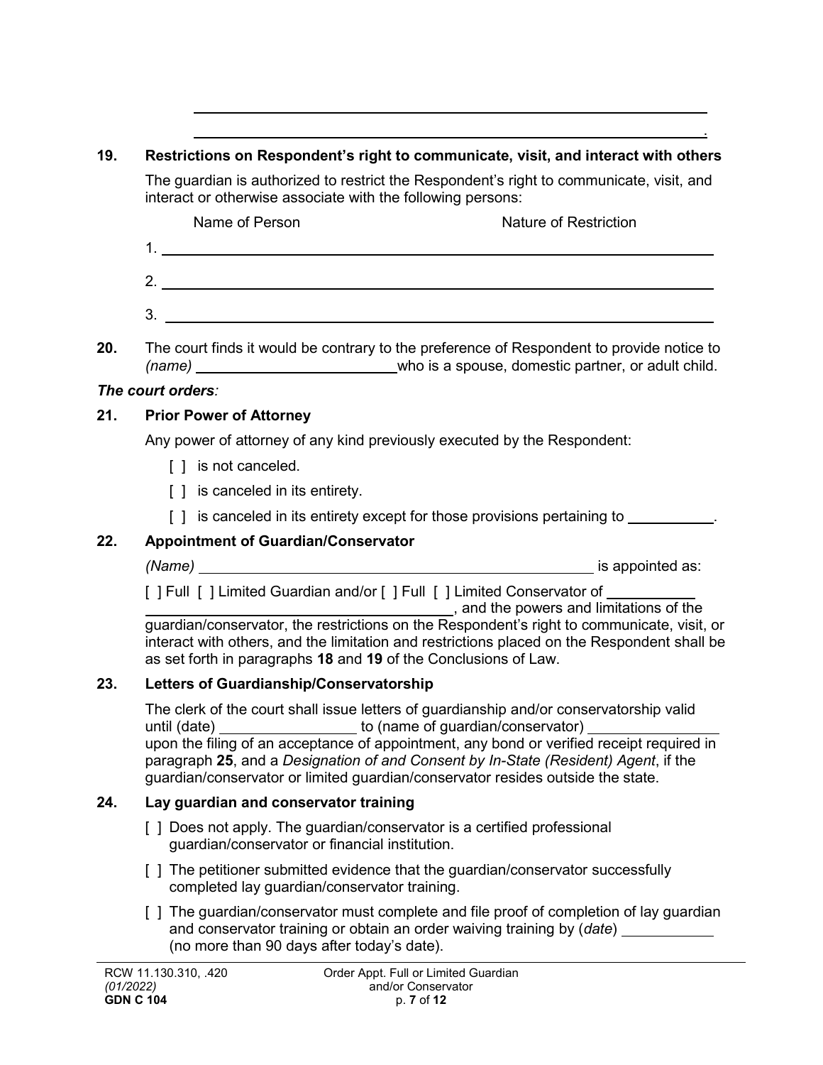\_\_\_\_\_\_\_\_\_\_\_\_\_\_\_\_\_\_\_\_\_\_\_\_\_\_\_\_\_\_\_\_\_\_\_\_\_\_\_\_\_\_\_\_\_\_\_\_\_\_\_\_\_\_\_\_\_\_\_\_

\_\_\_\_\_\_\_\_\_\_\_\_\_\_\_\_\_\_\_\_\_\_\_\_\_\_\_\_\_\_\_\_\_\_\_\_\_\_\_\_\_\_\_\_\_\_\_\_\_\_\_\_\_\_\_\_\_\_\_\_.

**19. Restrictions on Respondent's right to communicate, visit, and interact with others**

The guardian is authorized to restrict the Respondent's right to communicate, visit, and interact or otherwise associate with the following persons:

Name of Person                    Nature of Restriction

1. \_\_\_\_\_\_\_\_\_\_\_\_\_\_\_\_\_\_\_\_\_\_\_\_\_\_\_\_\_\_\_\_\_\_\_\_\_\_\_\_\_\_\_\_\_\_\_\_\_\_\_\_\_\_\_\_

2. \_\_\_\_\_\_\_\_\_\_\_\_\_\_\_\_\_\_\_\_\_\_\_\_\_\_\_\_\_\_\_\_\_\_\_\_\_\_\_\_\_\_\_\_\_\_\_\_\_\_\_\_\_\_\_\_

3. \_\_\_\_\_\_\_\_\_\_\_\_\_\_\_\_\_\_\_\_\_\_\_\_\_\_\_\_\_\_\_\_\_\_\_\_\_\_\_\_\_\_\_\_\_\_\_\_\_\_\_\_\_\_\_\_

**20.** The court finds it would be contrary to the preference of Respondent to provide notice to *(name)* \_\_\_\_\_\_\_\_\_\_\_\_\_\_\_\_\_\_\_\_\_\_\_\_ who is a spouse, domestic partner, or adult child.

***The court orders:***

**21. Prior Power of Attorney**

Any power of attorney of any kind previously executed by the Respondent:

- [ ] is not canceled.
- [ ] is canceled in its entirety.
- [ ] is canceled in its entirety except for those provisions pertaining to \_\_\_\_\_\_\_\_\_\_.

**22. Appointment of Guardian/Conservator**

*(Name)* \_\_\_\_\_\_\_\_\_\_\_\_\_\_\_\_\_\_\_\_\_\_\_\_\_\_\_\_\_\_\_\_\_\_\_\_\_\_\_\_\_\_\_\_\_\_ is appointed as:

[ ] Full [ ] Limited Guardian and/or [ ] Full [ ] Limited Conservator of \_\_\_\_\_\_\_\_\_\_\_\_\_\_\_\_\_\_\_\_\_\_\_\_\_\_\_\_\_\_\_\_\_\_\_\_\_\_\_\_\_\_\_\_\_\_\_\_\_\_, and the powers and limitations of the guardian/conservator, the restrictions on the Respondent's right to communicate, visit, or interact with others, and the limitation and restrictions placed on the Respondent shall be as set forth in paragraphs **18** and **19** of the Conclusions of Law.

**23. Letters of Guardianship/Conservatorship**

The clerk of the court shall issue letters of guardianship and/or conservatorship valid until (date) \_\_\_\_\_\_\_\_\_\_\_\_\_\_\_\_ to (name of guardian/conservator) \_\_\_\_\_\_\_\_\_\_\_\_\_\_\_\_ upon the filing of an acceptance of appointment, any bond or verified receipt required in paragraph **25**, and a *Designation of and Consent by In-State (Resident) Agent*, if the guardian/conservator or limited guardian/conservator resides outside the state.

**24. Lay guardian and conservator training**

- [ ] Does not apply. The guardian/conservator is a certified professional guardian/conservator or financial institution.
- [ ] The petitioner submitted evidence that the guardian/conservator successfully completed lay guardian/conservator training.
- [ ] The guardian/conservator must complete and file proof of completion of lay guardian and conservator training or obtain an order waiving training by (*date*) \_\_\_\_\_\_\_\_\_\_\_ (no more than 90 days after today's date).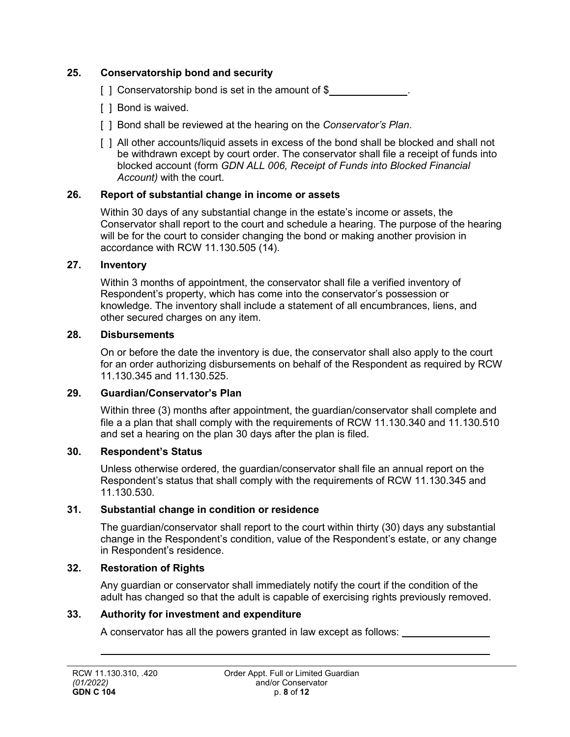### 25. Conservatorship bond and security

[ ] Conservatorship bond is set in the amount of $______________.

[ ] Bond is waived.

[ ] Bond shall be reviewed at the hearing on the *Conservator's Plan*.

[ ] All other accounts/liquid assets in excess of the bond shall be blocked and shall not be withdrawn except by court order. The conservator shall file a receipt of funds into blocked account (form *GDN ALL 006, Receipt of Funds into Blocked Financial Account)* with the court.

### 26. Report of substantial change in income or assets

Within 30 days of any substantial change in the estate's income or assets, the Conservator shall report to the court and schedule a hearing. The purpose of the hearing will be for the court to consider changing the bond or making another provision in accordance with RCW 11.130.505 (14).

### 27. Inventory

Within 3 months of appointment, the conservator shall file a verified inventory of Respondent's property, which has come into the conservator's possession or knowledge. The inventory shall include a statement of all encumbrances, liens, and other secured charges on any item.

### 28. Disbursements

On or before the date the inventory is due, the conservator shall also apply to the court for an order authorizing disbursements on behalf of the Respondent as required by RCW 11.130.345 and 11.130.525.

### 29. Guardian/Conservator's Plan

Within three (3) months after appointment, the guardian/conservator shall complete and file a a plan that shall comply with the requirements of RCW 11.130.340 and 11.130.510 and set a hearing on the plan 30 days after the plan is filed.

### 30. Respondent's Status

Unless otherwise ordered, the guardian/conservator shall file an annual report on the Respondent's status that shall comply with the requirements of RCW 11.130.345 and 11.130.530.

### 31. Substantial change in condition or residence

The guardian/conservator shall report to the court within thirty (30) days any substantial change in the Respondent's condition, value of the Respondent's estate, or any change in Respondent's residence.

### 32. Restoration of Rights

Any guardian or conservator shall immediately notify the court if the condition of the adult has changed so that the adult is capable of exercising rights previously removed.

### 33. Authority for investment and expenditure

A conservator has all the powers granted in law except as follows: ________________

______________________________________________________________________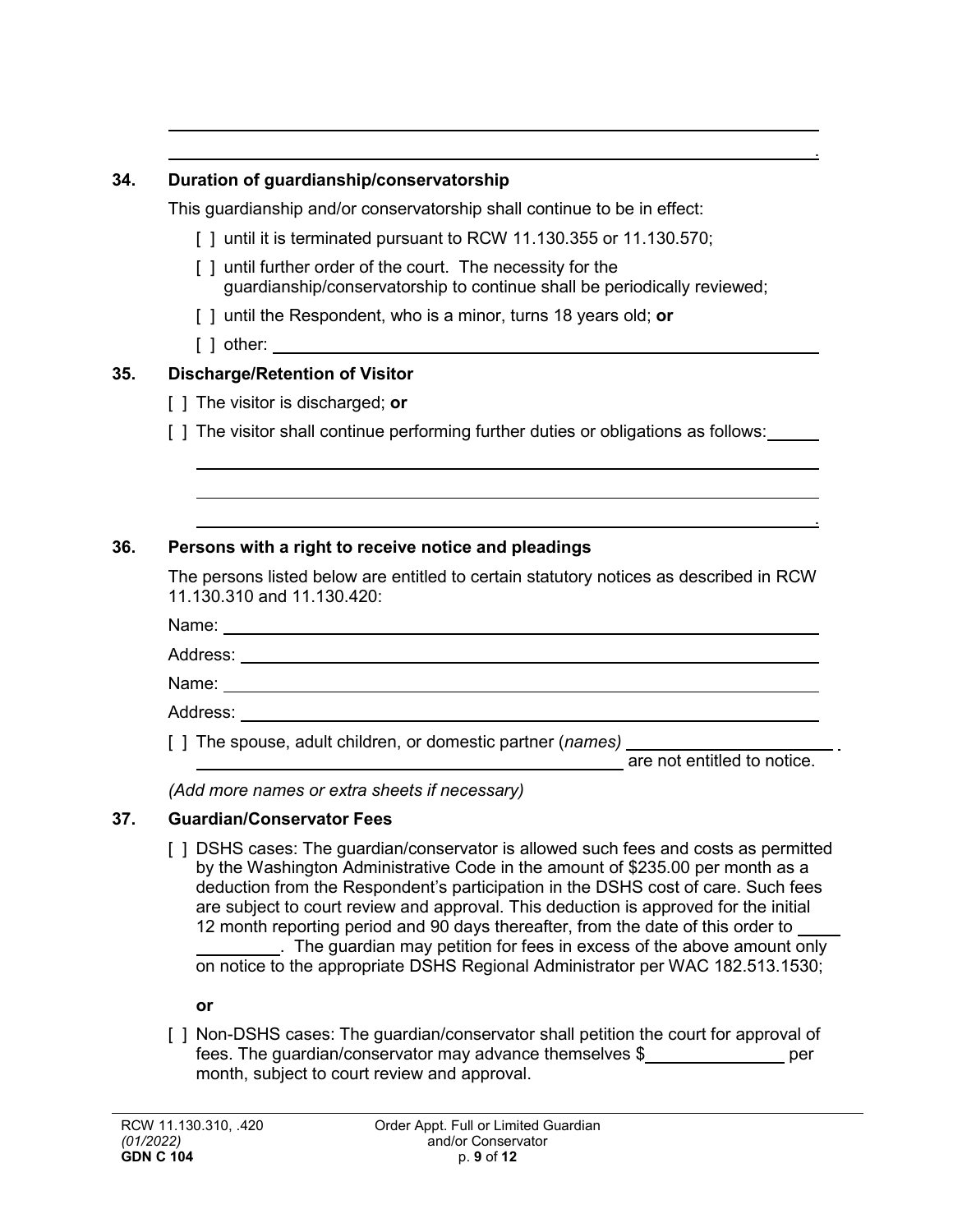\_\_\_\_\_\_\_\_\_\_\_\_\_\_\_\_\_\_\_\_\_\_\_\_\_\_\_\_\_\_\_\_\_\_\_\_\_\_\_\_\_\_\_\_\_\_\_\_\_\_\_\_\_\_\_\_\_\_\_\_\_\_\_\_

\_\_\_\_\_\_\_\_\_\_\_\_\_\_\_\_\_\_\_\_\_\_\_\_\_\_\_\_\_\_\_\_\_\_\_\_\_\_\_\_\_\_\_\_\_\_\_\_\_\_\_\_\_\_\_\_\_\_\_\_\_\_\_.

**34. Duration of guardianship/conservatorship**

This guardianship and/or conservatorship shall continue to be in effect:

[ ] until it is terminated pursuant to RCW 11.130.355 or 11.130.570;

[ ] until further order of the court. The necessity for the guardianship/conservatorship to continue shall be periodically reviewed;

[ ] until the Respondent, who is a minor, turns 18 years old; **or**

[ ] other: \_\_\_\_\_\_\_\_\_\_\_\_\_\_\_\_\_\_\_\_\_\_\_\_\_\_\_\_\_\_\_\_\_\_\_\_\_\_\_\_\_\_\_\_\_\_\_\_\_\_\_\_\_\_\_\_

**35. Discharge/Retention of Visitor**

[ ] The visitor is discharged; **or**

[ ] The visitor shall continue performing further duties or obligations as follows: \_\_\_\_\_\_

\_\_\_\_\_\_\_\_\_\_\_\_\_\_\_\_\_\_\_\_\_\_\_\_\_\_\_\_\_\_\_\_\_\_\_\_\_\_\_\_\_\_\_\_\_\_\_\_\_\_\_\_\_\_\_\_\_\_\_\_

\_\_\_\_\_\_\_\_\_\_\_\_\_\_\_\_\_\_\_\_\_\_\_\_\_\_\_\_\_\_\_\_\_\_\_\_\_\_\_\_\_\_\_\_\_\_\_\_\_\_\_\_\_\_\_\_\_\_\_\_

\_\_\_\_\_\_\_\_\_\_\_\_\_\_\_\_\_\_\_\_\_\_\_\_\_\_\_\_\_\_\_\_\_\_\_\_\_\_\_\_\_\_\_\_\_\_\_\_\_\_\_\_\_\_\_\_\_\_\_.

**36. Persons with a right to receive notice and pleadings**

The persons listed below are entitled to certain statutory notices as described in RCW 11.130.310 and 11.130.420:

Name: \_\_\_\_\_\_\_\_\_\_\_\_\_\_\_\_\_\_\_\_\_\_\_\_\_\_\_\_\_\_\_\_\_\_\_\_\_\_\_\_\_\_\_\_\_\_\_\_\_\_\_\_\_\_\_\_\_\_

Address: \_\_\_\_\_\_\_\_\_\_\_\_\_\_\_\_\_\_\_\_\_\_\_\_\_\_\_\_\_\_\_\_\_\_\_\_\_\_\_\_\_\_\_\_\_\_\_\_\_\_\_\_\_\_\_\_

Name: \_\_\_\_\_\_\_\_\_\_\_\_\_\_\_\_\_\_\_\_\_\_\_\_\_\_\_\_\_\_\_\_\_\_\_\_\_\_\_\_\_\_\_\_\_\_\_\_\_\_\_\_\_\_\_\_\_\_

Address: \_\_\_\_\_\_\_\_\_\_\_\_\_\_\_\_\_\_\_\_\_\_\_\_\_\_\_\_\_\_\_\_\_\_\_\_\_\_\_\_\_\_\_\_\_\_\_\_\_\_\_\_\_\_\_\_

[ ] The spouse, adult children, or domestic partner (*names*) \_\_\_\_\_\_\_\_\_\_\_\_\_\_\_\_\_\_\_\_\_\_ . \_\_\_\_\_\_\_\_\_\_\_\_\_\_\_\_\_\_\_\_\_\_\_\_\_\_\_\_\_\_\_\_\_\_\_\_\_\_\_\_\_\_\_\_ are not entitled to notice.

*(Add more names or extra sheets if necessary)*

**37. Guardian/Conservator Fees**

[ ] DSHS cases: The guardian/conservator is allowed such fees and costs as permitted by the Washington Administrative Code in the amount of $235.00 per month as a deduction from the Respondent's participation in the DSHS cost of care. Such fees are subject to court review and approval. This deduction is approved for the initial 12 month reporting period and 90 days thereafter, from the date of this order to \_\_\_\_\_\_\_\_\_\_\_\_\_\_. The guardian may petition for fees in excess of the above amount only on notice to the appropriate DSHS Regional Administrator per WAC 182.513.1530;

**or**

[ ] Non-DSHS cases: The guardian/conservator shall petition the court for approval of fees. The guardian/conservator may advance themselves $\_\_\_\_\_\_\_\_\_\_\_\_\_\_\_ per month, subject to court review and approval.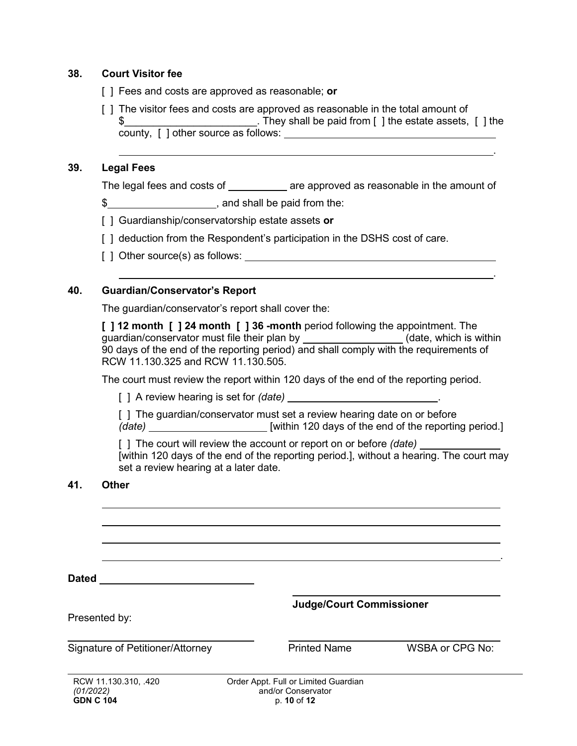### 38. Court Visitor fee

[ ] Fees and costs are approved as reasonable; **or**

[ ] The visitor fees and costs are approved as reasonable in the total amount of $\_\_\_\_\_\_\_\_\_\_\_\_\_\_\_\_\_\_\_\_\_\_\_\_. They shall be paid from [ ] the estate assets, [ ] the county, [ ] other source as follows: \_\_\_\_\_\_\_\_\_\_\_\_\_\_\_\_\_\_\_\_\_\_\_\_\_\_\_\_\_\_\_\_\_\_\_\_\_\_\_\_

\_\_\_\_\_\_\_\_\_\_\_\_\_\_\_\_\_\_\_\_\_\_\_\_\_\_\_\_\_\_\_\_\_\_\_\_\_\_\_\_\_\_\_\_\_\_\_\_\_\_\_\_\_\_\_\_\_\_\_\_\_\_\_\_\_\_\_\_\_\_\_\_.

### 39. Legal Fees

The legal fees and costs of \_\_\_\_\_\_\_\_\_\_\_ are approved as reasonable in the amount of

$\_\_\_\_\_\_\_\_\_\_\_\_\_\_\_\_\_\_\_\_, and shall be paid from the:

[ ] Guardianship/conservatorship estate assets **or**

[ ] deduction from the Respondent's participation in the DSHS cost of care.

[ ] Other source(s) as follows: \_\_\_\_\_\_\_\_\_\_\_\_\_\_\_\_\_\_\_\_\_\_\_\_\_\_\_\_\_\_\_\_\_\_\_\_\_\_\_\_\_\_\_\_\_\_\_\_

\_\_\_\_\_\_\_\_\_\_\_\_\_\_\_\_\_\_\_\_\_\_\_\_\_\_\_\_\_\_\_\_\_\_\_\_\_\_\_\_\_\_\_\_\_\_\_\_\_\_\_\_\_\_\_\_\_\_\_\_\_\_\_\_\_\_\_\_\_\_\_\_.

### 40. Guardian/Conservator's Report

The guardian/conservator's report shall cover the:

**[ ] 12 month [ ] 24 month [ ] 36 -month** period following the appointment. The guardian/conservator must file their plan by \_\_\_\_\_\_\_\_\_\_\_\_\_\_\_\_\_\_\_ (date, which is within 90 days of the end of the reporting period) and shall comply with the requirements of RCW 11.130.325 and RCW 11.130.505.

The court must review the report within 120 days of the end of the reporting period.

[ ] A review hearing is set for *(date)* \_\_\_\_\_\_\_\_\_\_\_\_\_\_\_\_\_\_\_\_\_\_\_\_\_\_\_\_.

[ ] The guardian/conservator must set a review hearing date on or before *(date)* \_\_\_\_\_\_\_\_\_\_\_\_\_\_\_\_\_\_\_\_\_\_ [within 120 days of the end of the reporting period.]

[ ] The court will review the account or report on or before *(date)* \_\_\_\_\_\_\_\_\_\_\_\_\_\_\_ [within 120 days of the end of the reporting period.], without a hearing. The court may set a review hearing at a later date.

### 41. Other

\_\_\_\_\_\_\_\_\_\_\_\_\_\_\_\_\_\_\_\_\_\_\_\_\_\_\_\_\_\_\_\_\_\_\_\_\_\_\_\_\_\_\_\_\_\_\_\_\_\_\_\_\_\_\_\_\_\_\_\_\_\_\_\_\_\_\_\_\_\_\_\_

\_\_\_\_\_\_\_\_\_\_\_\_\_\_\_\_\_\_\_\_\_\_\_\_\_\_\_\_\_\_\_\_\_\_\_\_\_\_\_\_\_\_\_\_\_\_\_\_\_\_\_\_\_\_\_\_\_\_\_\_\_\_\_\_\_\_\_\_\_\_\_\_

\_\_\_\_\_\_\_\_\_\_\_\_\_\_\_\_\_\_\_\_\_\_\_\_\_\_\_\_\_\_\_\_\_\_\_\_\_\_\_\_\_\_\_\_\_\_\_\_\_\_\_\_\_\_\_\_\_\_\_\_\_\_\_\_\_\_\_\_\_\_\_\_

\_\_\_\_\_\_\_\_\_\_\_\_\_\_\_\_\_\_\_\_\_\_\_\_\_\_\_\_\_\_\_\_\_\_\_\_\_\_\_\_\_\_\_\_\_\_\_\_\_\_\_\_\_\_\_\_\_\_\_\_\_\_\_\_\_\_\_\_\_\_\_\_.

**Dated** \_\_\_\_\_\_\_\_\_\_\_\_\_\_\_\_\_\_\_\_\_\_\_\_\_\_\_\_

\_\_\_\_\_\_\_\_\_\_\_\_\_\_\_\_\_\_\_\_\_\_\_\_\_\_\_\_\_\_\_\_\_\_
**Judge/Court Commissioner**

Presented by:

\_\_\_\_\_\_\_\_\_\_\_\_\_\_\_\_\_\_\_\_\_\_\_\_\_\_\_\_\_\_\_\_\_\_
Signature of Petitioner/Attorney

\_\_\_\_\_\_\_\_\_\_\_\_\_\_\_\_\_\_\_\_\_\_\_\_\_\_\_\_\_\_\_\_\_\_
Printed Name WSBA or CPG No:

RCW 11.130.310, .420
*(01/2022)*
**GDN C 104**

Order Appt. Full or Limited Guardian and/or Conservator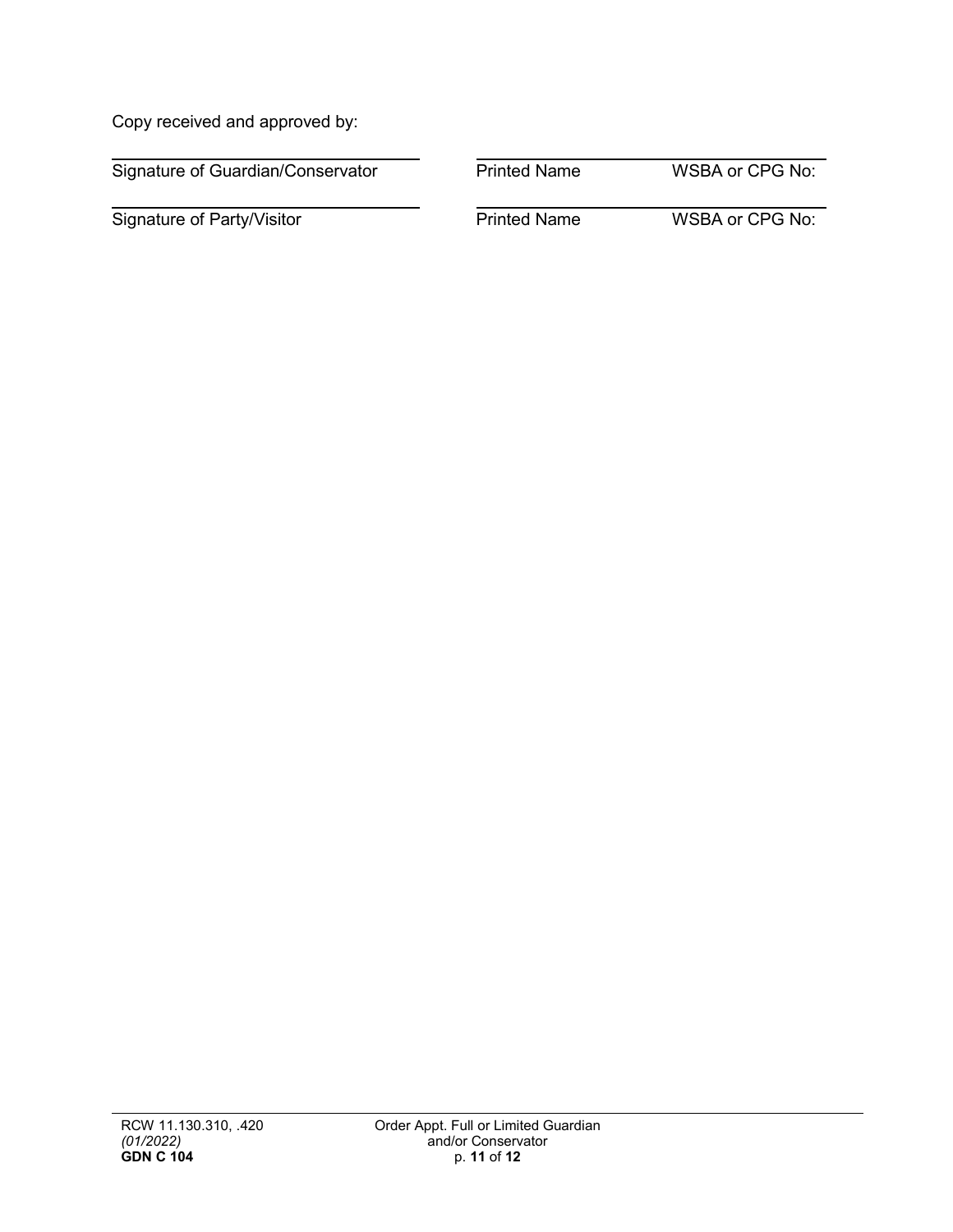Copy received and approved by:

| ______________________________ | ______________________________ | |
|---|---|---|
| Signature of Guardian/Conservator | Printed Name | WSBA or CPG No: |
| ______________________________ | ______________________________ | |
| Signature of Party/Visitor | Printed Name | WSBA or CPG No: |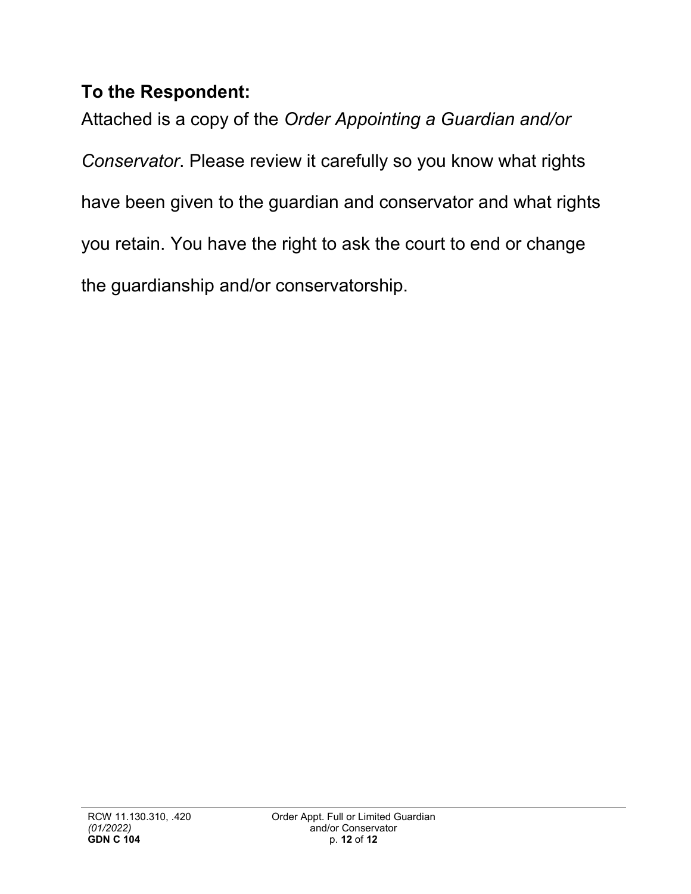**To the Respondent:**

Attached is a copy of the *Order Appointing a Guardian and/or Conservator*. Please review it carefully so you know what rights have been given to the guardian and conservator and what rights you retain. You have the right to ask the court to end or change the guardianship and/or conservatorship.